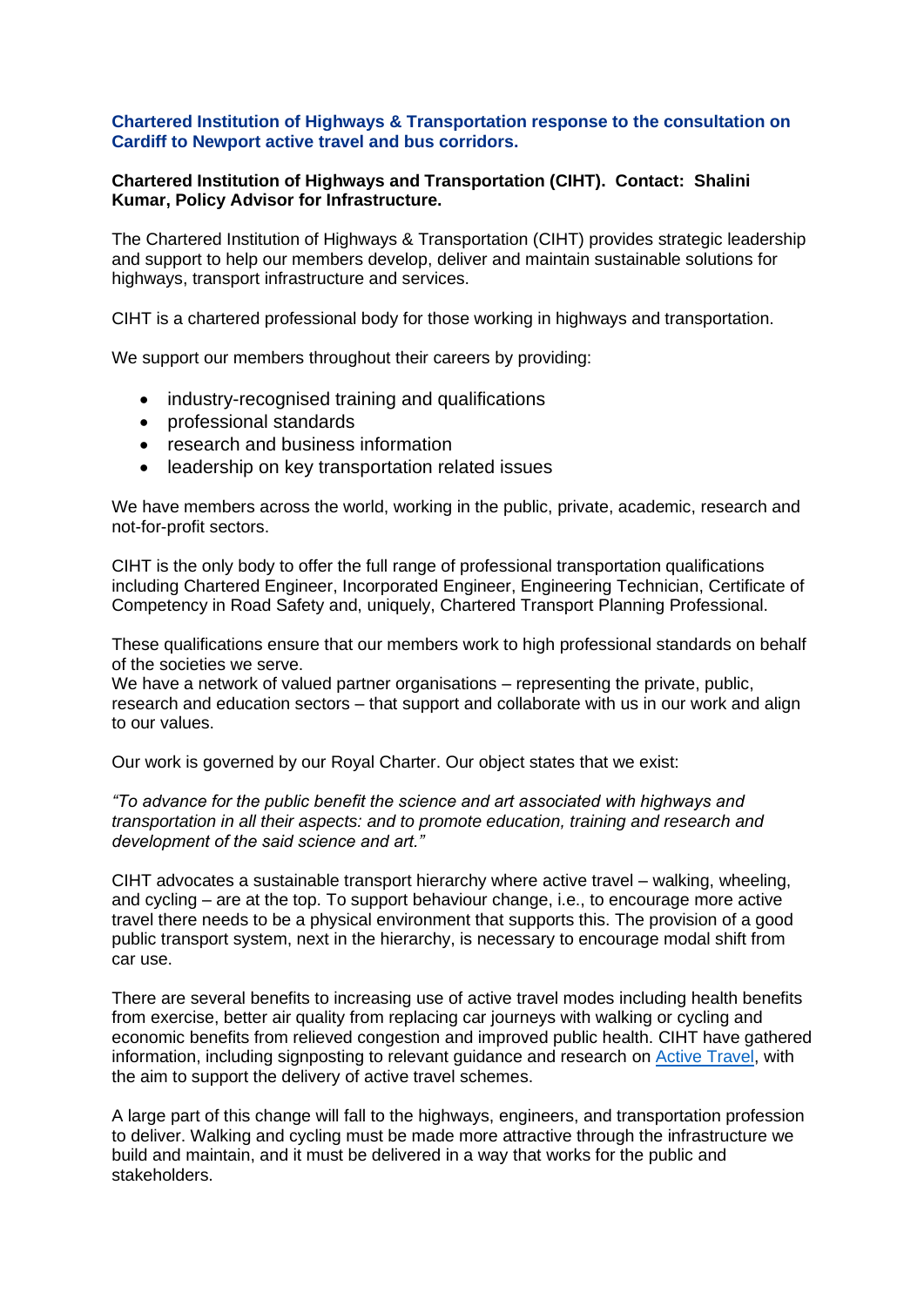## Chartered Institution of Highways & Transportation response to the consultation on Cardiff to Newport active travel and bus corridors.

**Chartered Institution of Highways and Transportation (CIHT). Contact: Shalini Kumar, Policy Advisor for Infrastructure.**

The Chartered Institution of Highways & Transportation (CIHT) provides strategic leadership and support to help our members develop, deliver and maintain sustainable solutions for highways, transport infrastructure and services.

CIHT is a chartered professional body for those working in highways and transportation.

We support our members throughout their careers by providing:

- industry-recognised training and qualifications
- professional standards
- research and business information
- leadership on key transportation related issues

We have members across the world, working in the public, private, academic, research and not-for-profit sectors.

CIHT is the only body to offer the full range of professional transportation qualifications including Chartered Engineer, Incorporated Engineer, Engineering Technician, Certificate of Competency in Road Safety and, uniquely, Chartered Transport Planning Professional.

These qualifications ensure that our members work to high professional standards on behalf of the societies we serve.
We have a network of valued partner organisations – representing the private, public, research and education sectors – that support and collaborate with us in our work and align to our values.

Our work is governed by our Royal Charter. Our object states that we exist:

*"To advance for the public benefit the science and art associated with highways and transportation in all their aspects: and to promote education, training and research and development of the said science and art."*

CIHT advocates a sustainable transport hierarchy where active travel – walking, wheeling, and cycling – are at the top. To support behaviour change, i.e., to encourage more active travel there needs to be a physical environment that supports this. The provision of a good public transport system, next in the hierarchy, is necessary to encourage modal shift from car use.

There are several benefits to increasing use of active travel modes including health benefits from exercise, better air quality from replacing car journeys with walking or cycling and economic benefits from relieved congestion and improved public health. CIHT have gathered information, including signposting to relevant guidance and research on Active Travel, with the aim to support the delivery of active travel schemes.

A large part of this change will fall to the highways, engineers, and transportation profession to deliver. Walking and cycling must be made more attractive through the infrastructure we build and maintain, and it must be delivered in a way that works for the public and stakeholders.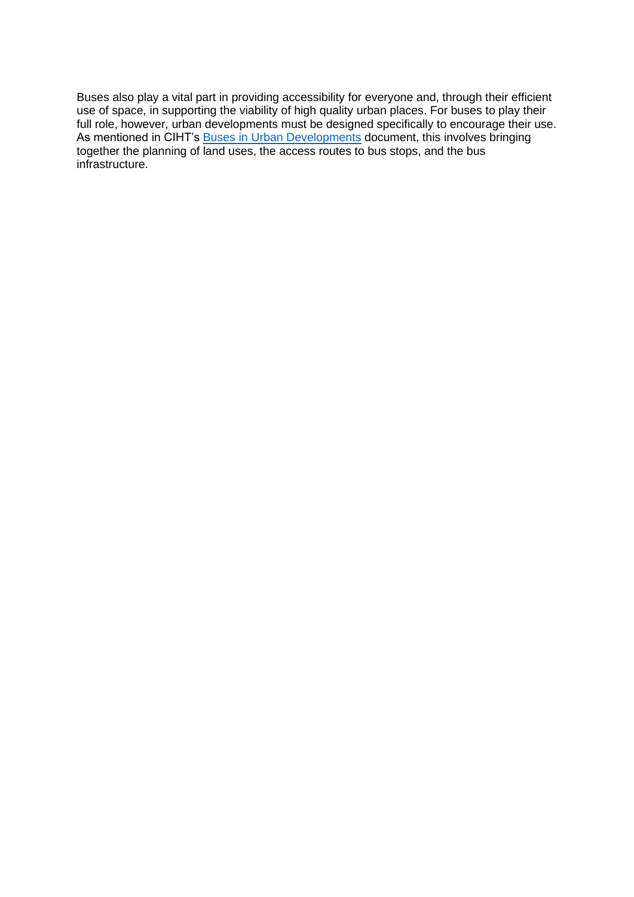Buses also play a vital part in providing accessibility for everyone and, through their efficient use of space, in supporting the viability of high quality urban places. For buses to play their full role, however, urban developments must be designed specifically to encourage their use. As mentioned in CIHT's Buses in Urban Developments document, this involves bringing together the planning of land uses, the access routes to bus stops, and the bus infrastructure.